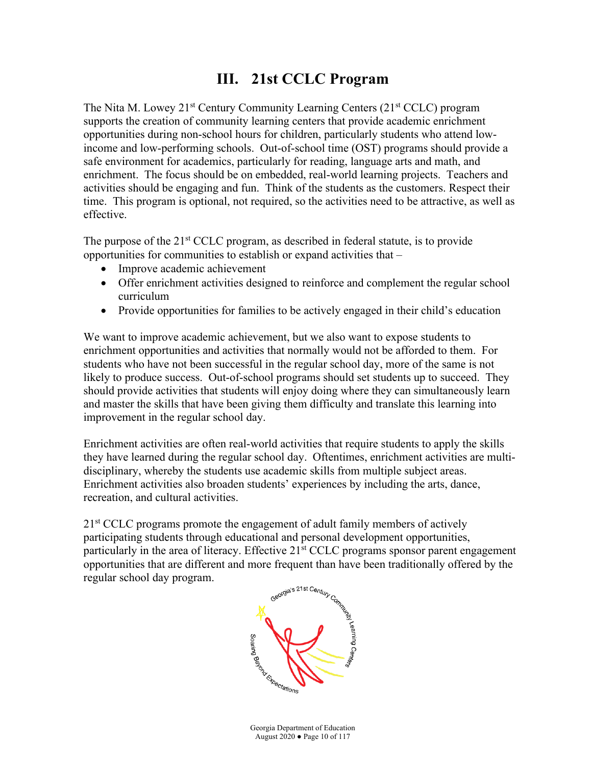# III. 21st CCLC Program

The Nita M. Lowey 21st Century Community Learning Centers (21st CCLC) program supports the creation of community learning centers that provide academic enrichment opportunities during non-school hours for children, particularly students who attend low-income and low-performing schools. Out-of-school time (OST) programs should provide a safe environment for academics, particularly for reading, language arts and math, and enrichment. The focus should be on embedded, real-world learning projects. Teachers and activities should be engaging and fun. Think of the students as the customers. Respect their time. This program is optional, not required, so the activities need to be attractive, as well as effective.

The purpose of the 21st CCLC program, as described in federal statute, is to provide opportunities for communities to establish or expand activities that –

- Improve academic achievement
- Offer enrichment activities designed to reinforce and complement the regular school curriculum
- Provide opportunities for families to be actively engaged in their child's education

We want to improve academic achievement, but we also want to expose students to enrichment opportunities and activities that normally would not be afforded to them. For students who have not been successful in the regular school day, more of the same is not likely to produce success. Out-of-school programs should set students up to succeed. They should provide activities that students will enjoy doing where they can simultaneously learn and master the skills that have been giving them difficulty and translate this learning into improvement in the regular school day.

Enrichment activities are often real-world activities that require students to apply the skills they have learned during the regular school day. Oftentimes, enrichment activities are multi-disciplinary, whereby the students use academic skills from multiple subject areas. Enrichment activities also broaden students' experiences by including the arts, dance, recreation, and cultural activities.

21st CCLC programs promote the engagement of adult family members of actively participating students through educational and personal development opportunities, particularly in the area of literacy. Effective 21st CCLC programs sponsor parent engagement opportunities that are different and more frequent than have been traditionally offered by the regular school day program.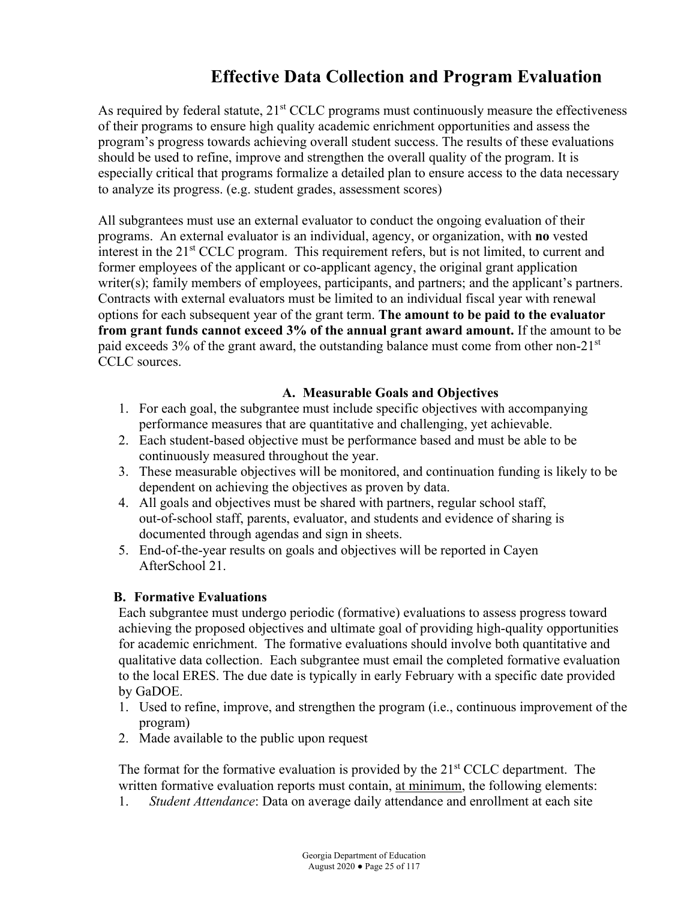# Effective Data Collection and Program Evaluation

As required by federal statute, 21st CCLC programs must continuously measure the effectiveness of their programs to ensure high quality academic enrichment opportunities and assess the program's progress towards achieving overall student success. The results of these evaluations should be used to refine, improve and strengthen the overall quality of the program. It is especially critical that programs formalize a detailed plan to ensure access to the data necessary to analyze its progress. (e.g. student grades, assessment scores)

All subgrantees must use an external evaluator to conduct the ongoing evaluation of their programs. An external evaluator is an individual, agency, or organization, with **no** vested interest in the 21st CCLC program. This requirement refers, but is not limited, to current and former employees of the applicant or co-applicant agency, the original grant application writer(s); family members of employees, participants, and partners; and the applicant's partners. Contracts with external evaluators must be limited to an individual fiscal year with renewal options for each subsequent year of the grant term. **The amount to be paid to the evaluator from grant funds cannot exceed 3% of the annual grant award amount.** If the amount to be paid exceeds 3% of the grant award, the outstanding balance must come from other non-21st CCLC sources.

### A. Measurable Goals and Objectives

1. For each goal, the subgrantee must include specific objectives with accompanying performance measures that are quantitative and challenging, yet achievable.
2. Each student-based objective must be performance based and must be able to be continuously measured throughout the year.
3. These measurable objectives will be monitored, and continuation funding is likely to be dependent on achieving the objectives as proven by data.
4. All goals and objectives must be shared with partners, regular school staff, out-of-school staff, parents, evaluator, and students and evidence of sharing is documented through agendas and sign in sheets.
5. End-of-the-year results on goals and objectives will be reported in Cayen AfterSchool 21.

### B. Formative Evaluations

Each subgrantee must undergo periodic (formative) evaluations to assess progress toward achieving the proposed objectives and ultimate goal of providing high-quality opportunities for academic enrichment. The formative evaluations should involve both quantitative and qualitative data collection. Each subgrantee must email the completed formative evaluation to the local ERES. The due date is typically in early February with a specific date provided by GaDOE.

1. Used to refine, improve, and strengthen the program (i.e., continuous improvement of the program)
2. Made available to the public upon request

The format for the formative evaluation is provided by the 21st CCLC department. The written formative evaluation reports must contain, at minimum, the following elements:

1. *Student Attendance*: Data on average daily attendance and enrollment at each site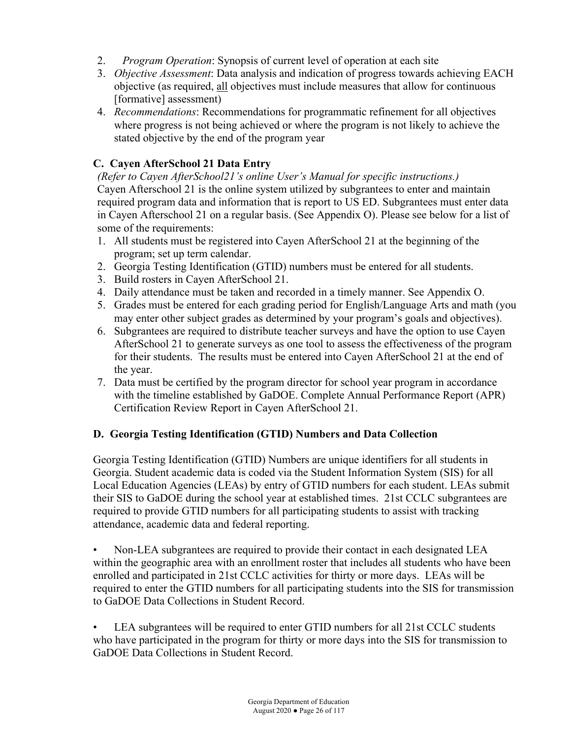2. *Program Operation*: Synopsis of current level of operation at each site
3. *Objective Assessment*: Data analysis and indication of progress towards achieving EACH objective (as required, <u>all</u> objectives must include measures that allow for continuous [formative] assessment)
4. *Recommendations*: Recommendations for programmatic refinement for all objectives where progress is not being achieved or where the program is not likely to achieve the stated objective by the end of the program year

### C. Cayen AfterSchool 21 Data Entry

*(Refer to Cayen AfterSchool21's online User's Manual for specific instructions.)*

Cayen Afterschool 21 is the online system utilized by subgrantees to enter and maintain required program data and information that is report to US ED. Subgrantees must enter data in Cayen Afterschool 21 on a regular basis. (See Appendix O). Please see below for a list of some of the requirements:

1. All students must be registered into Cayen AfterSchool 21 at the beginning of the program; set up term calendar.
2. Georgia Testing Identification (GTID) numbers must be entered for all students.
3. Build rosters in Cayen AfterSchool 21.
4. Daily attendance must be taken and recorded in a timely manner. See Appendix O.
5. Grades must be entered for each grading period for English/Language Arts and math (you may enter other subject grades as determined by your program's goals and objectives).
6. Subgrantees are required to distribute teacher surveys and have the option to use Cayen AfterSchool 21 to generate surveys as one tool to assess the effectiveness of the program for their students. The results must be entered into Cayen AfterSchool 21 at the end of the year.
7. Data must be certified by the program director for school year program in accordance with the timeline established by GaDOE. Complete Annual Performance Report (APR) Certification Review Report in Cayen AfterSchool 21.

### D. Georgia Testing Identification (GTID) Numbers and Data Collection

Georgia Testing Identification (GTID) Numbers are unique identifiers for all students in Georgia. Student academic data is coded via the Student Information System (SIS) for all Local Education Agencies (LEAs) by entry of GTID numbers for each student. LEAs submit their SIS to GaDOE during the school year at established times. 21st CCLC subgrantees are required to provide GTID numbers for all participating students to assist with tracking attendance, academic data and federal reporting.

- Non-LEA subgrantees are required to provide their contact in each designated LEA within the geographic area with an enrollment roster that includes all students who have been enrolled and participated in 21st CCLC activities for thirty or more days. LEAs will be required to enter the GTID numbers for all participating students into the SIS for transmission to GaDOE Data Collections in Student Record.

- LEA subgrantees will be required to enter GTID numbers for all 21st CCLC students who have participated in the program for thirty or more days into the SIS for transmission to GaDOE Data Collections in Student Record.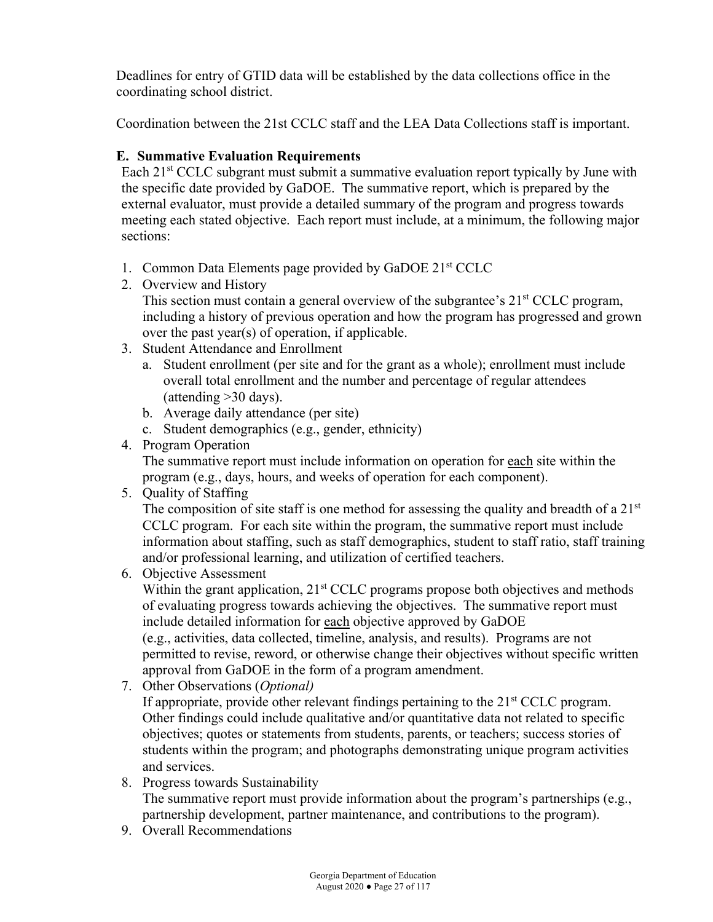Deadlines for entry of GTID data will be established by the data collections office in the coordinating school district.

Coordination between the 21st CCLC staff and the LEA Data Collections staff is important.

### E. Summative Evaluation Requirements

Each 21st CCLC subgrant must submit a summative evaluation report typically by June with the specific date provided by GaDOE. The summative report, which is prepared by the external evaluator, must provide a detailed summary of the program and progress towards meeting each stated objective. Each report must include, at a minimum, the following major sections:

1. Common Data Elements page provided by GaDOE 21st CCLC
2. Overview and History
   This section must contain a general overview of the subgrantee's 21st CCLC program, including a history of previous operation and how the program has progressed and grown over the past year(s) of operation, if applicable.
3. Student Attendance and Enrollment
   a. Student enrollment (per site and for the grant as a whole); enrollment must include overall total enrollment and the number and percentage of regular attendees (attending >30 days).
   b. Average daily attendance (per site)
   c. Student demographics (e.g., gender, ethnicity)
4. Program Operation
   The summative report must include information on operation for <u>each</u> site within the program (e.g., days, hours, and weeks of operation for each component).
5. Quality of Staffing
   The composition of site staff is one method for assessing the quality and breadth of a 21st CCLC program. For each site within the program, the summative report must include information about staffing, such as staff demographics, student to staff ratio, staff training and/or professional learning, and utilization of certified teachers.
6. Objective Assessment
   Within the grant application, 21st CCLC programs propose both objectives and methods of evaluating progress towards achieving the objectives. The summative report must include detailed information for <u>each</u> objective approved by GaDOE (e.g., activities, data collected, timeline, analysis, and results). Programs are not permitted to revise, reword, or otherwise change their objectives without specific written approval from GaDOE in the form of a program amendment.
7. Other Observations (*Optional)*
   If appropriate, provide other relevant findings pertaining to the 21st CCLC program. Other findings could include qualitative and/or quantitative data not related to specific objectives; quotes or statements from students, parents, or teachers; success stories of students within the program; and photographs demonstrating unique program activities and services.
8. Progress towards Sustainability
   The summative report must provide information about the program's partnerships (e.g., partnership development, partner maintenance, and contributions to the program).
9. Overall Recommendations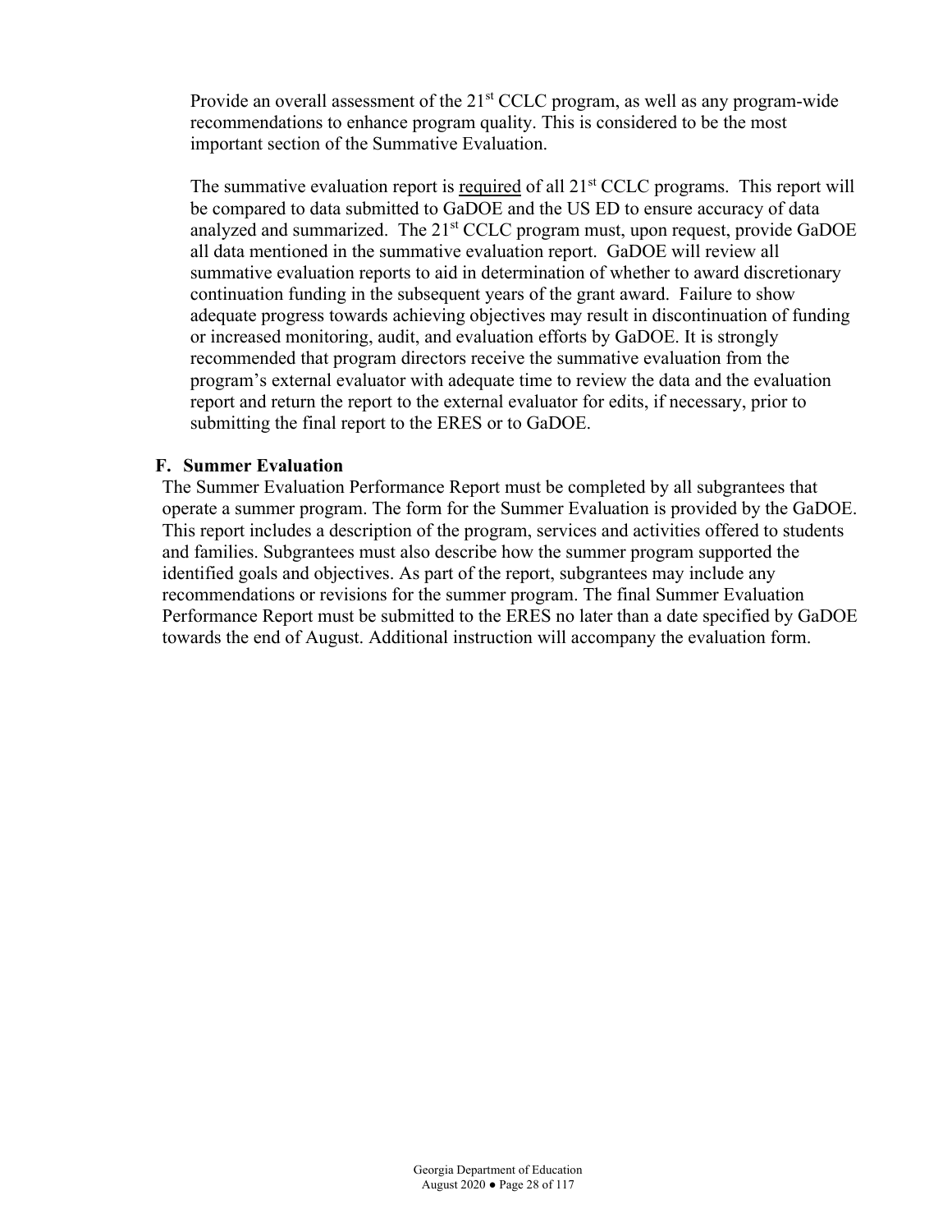Provide an overall assessment of the 21st CCLC program, as well as any program-wide recommendations to enhance program quality. This is considered to be the most important section of the Summative Evaluation.

The summative evaluation report is required of all 21st CCLC programs. This report will be compared to data submitted to GaDOE and the US ED to ensure accuracy of data analyzed and summarized. The 21st CCLC program must, upon request, provide GaDOE all data mentioned in the summative evaluation report. GaDOE will review all summative evaluation reports to aid in determination of whether to award discretionary continuation funding in the subsequent years of the grant award. Failure to show adequate progress towards achieving objectives may result in discontinuation of funding or increased monitoring, audit, and evaluation efforts by GaDOE. It is strongly recommended that program directors receive the summative evaluation from the program's external evaluator with adequate time to review the data and the evaluation report and return the report to the external evaluator for edits, if necessary, prior to submitting the final report to the ERES or to GaDOE.

### F. Summer Evaluation

The Summer Evaluation Performance Report must be completed by all subgrantees that operate a summer program. The form for the Summer Evaluation is provided by the GaDOE. This report includes a description of the program, services and activities offered to students and families. Subgrantees must also describe how the summer program supported the identified goals and objectives. As part of the report, subgrantees may include any recommendations or revisions for the summer program. The final Summer Evaluation Performance Report must be submitted to the ERES no later than a date specified by GaDOE towards the end of August. Additional instruction will accompany the evaluation form.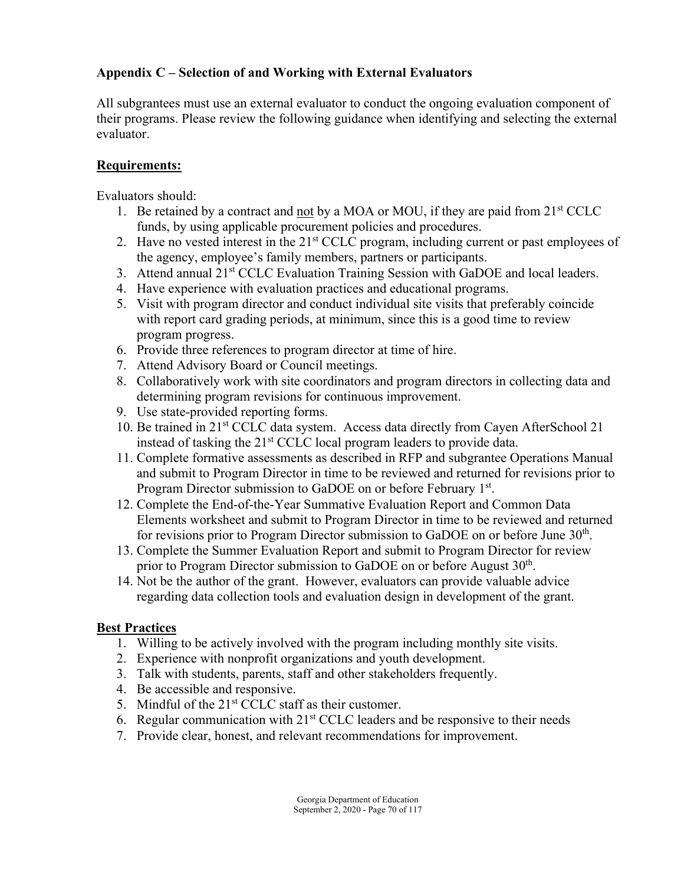**Appendix C – Selection of and Working with External Evaluators**

All subgrantees must use an external evaluator to conduct the ongoing evaluation component of their programs. Please review the following guidance when identifying and selecting the external evaluator.

**Requirements:**

Evaluators should:

1. Be retained by a contract and not by a MOA or MOU, if they are paid from 21st CCLC funds, by using applicable procurement policies and procedures.
2. Have no vested interest in the 21st CCLC program, including current or past employees of the agency, employee's family members, partners or participants.
3. Attend annual 21st CCLC Evaluation Training Session with GaDOE and local leaders.
4. Have experience with evaluation practices and educational programs.
5. Visit with program director and conduct individual site visits that preferably coincide with report card grading periods, at minimum, since this is a good time to review program progress.
6. Provide three references to program director at time of hire.
7. Attend Advisory Board or Council meetings.
8. Collaboratively work with site coordinators and program directors in collecting data and determining program revisions for continuous improvement.
9. Use state-provided reporting forms.
10. Be trained in 21st CCLC data system. Access data directly from Cayen AfterSchool 21 instead of tasking the 21st CCLC local program leaders to provide data.
11. Complete formative assessments as described in RFP and subgrantee Operations Manual and submit to Program Director in time to be reviewed and returned for revisions prior to Program Director submission to GaDOE on or before February 1st.
12. Complete the End-of-the-Year Summative Evaluation Report and Common Data Elements worksheet and submit to Program Director in time to be reviewed and returned for revisions prior to Program Director submission to GaDOE on or before June 30th.
13. Complete the Summer Evaluation Report and submit to Program Director for review prior to Program Director submission to GaDOE on or before August 30th.
14. Not be the author of the grant. However, evaluators can provide valuable advice regarding data collection tools and evaluation design in development of the grant.

**Best Practices**

1. Willing to be actively involved with the program including monthly site visits.
2. Experience with nonprofit organizations and youth development.
3. Talk with students, parents, staff and other stakeholders frequently.
4. Be accessible and responsive.
5. Mindful of the 21st CCLC staff as their customer.
6. Regular communication with 21st CCLC leaders and be responsive to their needs
7. Provide clear, honest, and relevant recommendations for improvement.